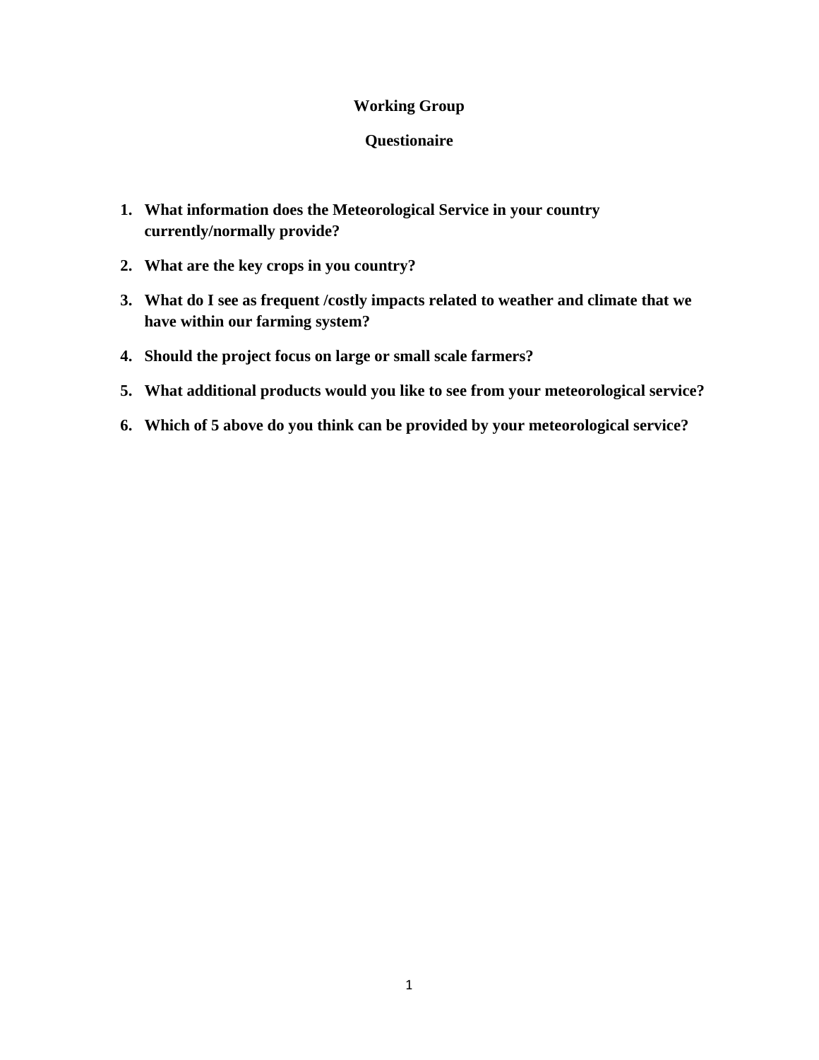**Working Group**

**Questionaire**

1. **What information does the Meteorological Service in your country currently/normally provide?**
2. **What are the key crops in you country?**
3. **What do I see as frequent /costly impacts related to weather and climate that we have within our farming system?**
4. **Should the project focus on large or small scale farmers?**
5. **What additional products would you like to see from your meteorological service?**
6. **Which of 5 above do you think can be provided by your meteorological service?**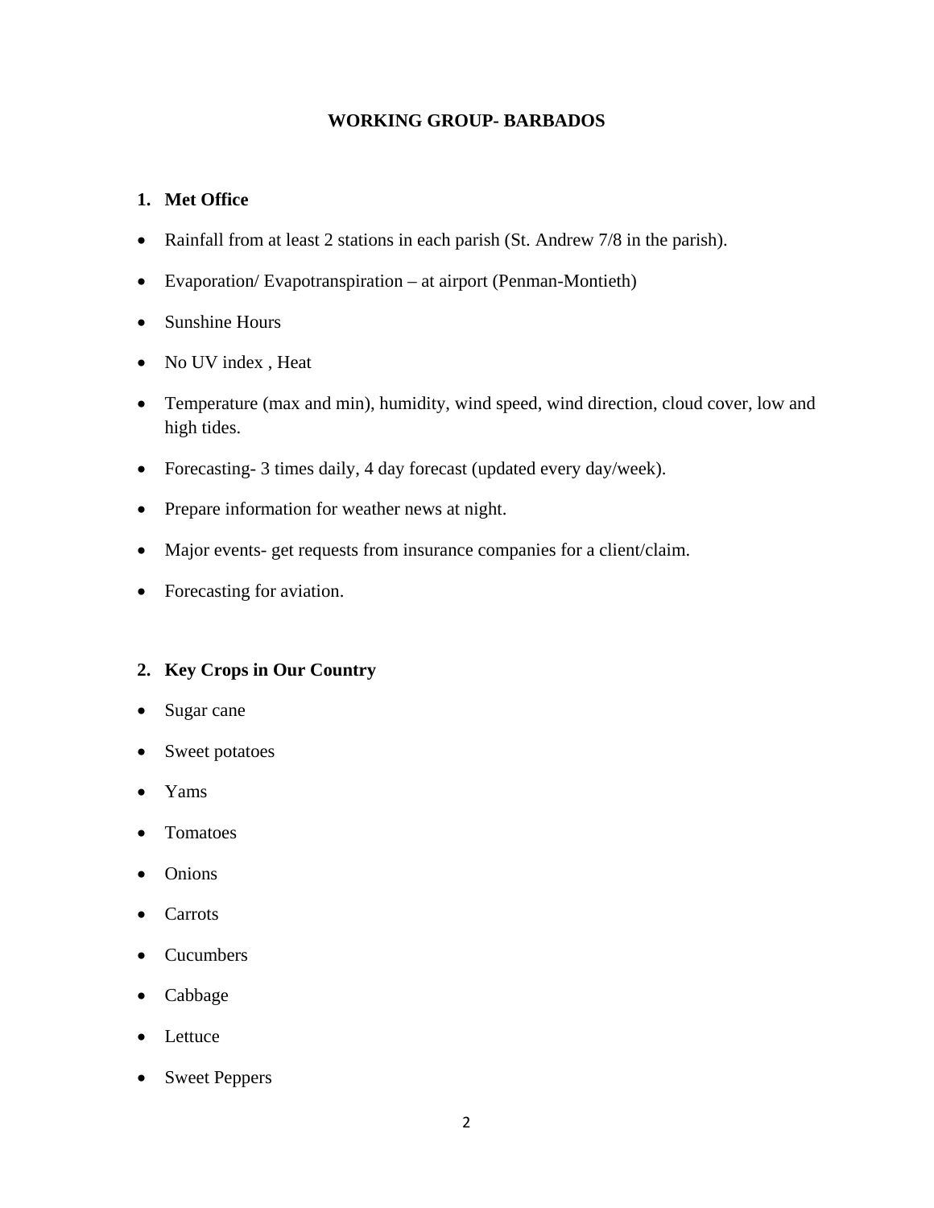# WORKING GROUP- BARBADOS

## 1. Met Office

- Rainfall from at least 2 stations in each parish (St. Andrew 7/8 in the parish).
- Evaporation/ Evapotranspiration – at airport (Penman-Montieth)
- Sunshine Hours
- No UV index , Heat
- Temperature (max and min), humidity, wind speed, wind direction, cloud cover, low and high tides.
- Forecasting- 3 times daily, 4 day forecast (updated every day/week).
- Prepare information for weather news at night.
- Major events- get requests from insurance companies for a client/claim.
- Forecasting for aviation.

## 2. Key Crops in Our Country

- Sugar cane
- Sweet potatoes
- Yams
- Tomatoes
- Onions
- Carrots
- Cucumbers
- Cabbage
- Lettuce
- Sweet Peppers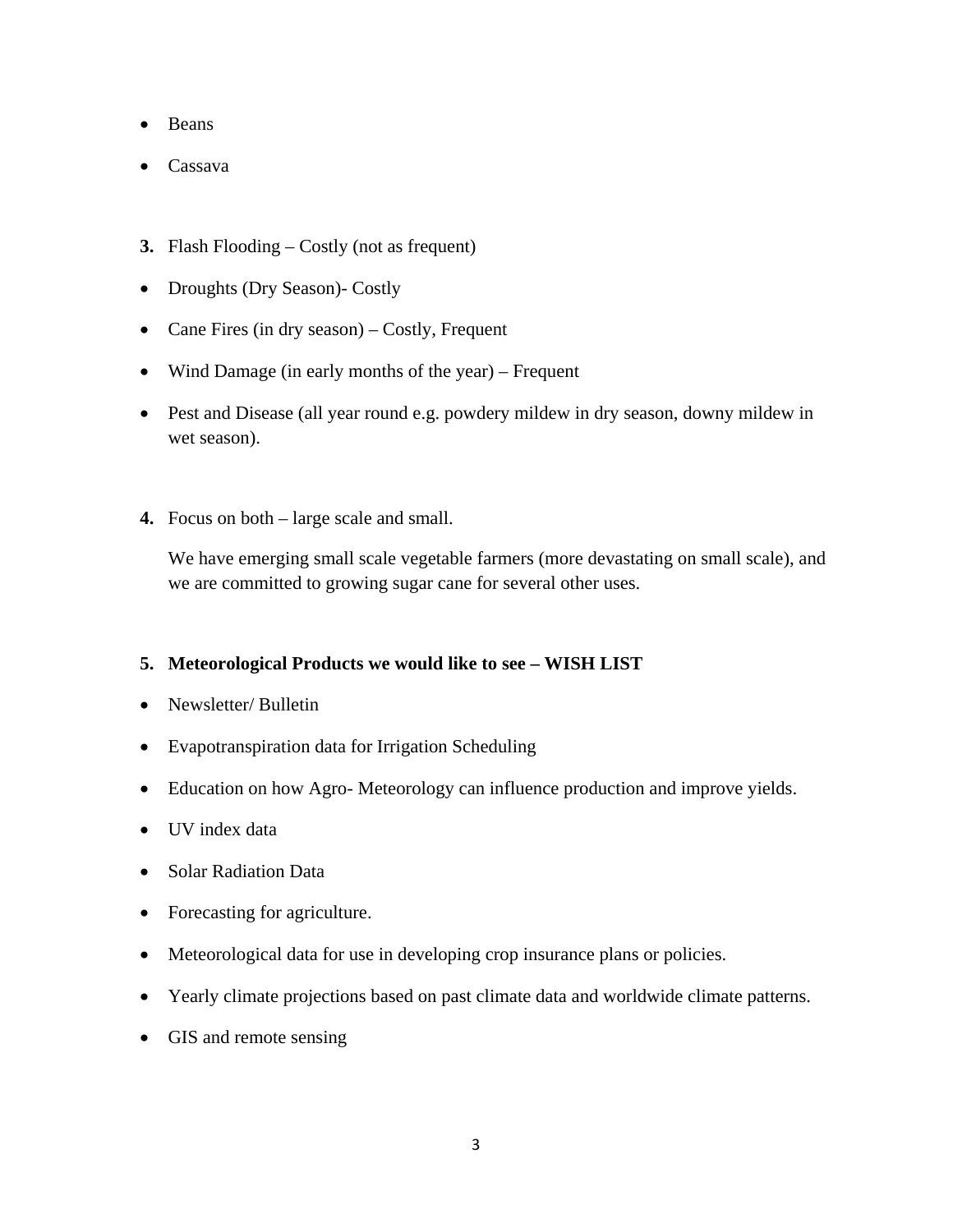- Beans
- Cassava

**3.** Flash Flooding – Costly (not as frequent)

- Droughts (Dry Season)- Costly
- Cane Fires (in dry season) – Costly, Frequent
- Wind Damage (in early months of the year) – Frequent
- Pest and Disease (all year round e.g. powdery mildew in dry season, downy mildew in wet season).

**4.** Focus on both – large scale and small.

We have emerging small scale vegetable farmers (more devastating on small scale), and we are committed to growing sugar cane for several other uses.

**5. Meteorological Products we would like to see – WISH LIST**

- Newsletter/ Bulletin
- Evapotranspiration data for Irrigation Scheduling
- Education on how Agro- Meteorology can influence production and improve yields.
- UV index data
- Solar Radiation Data
- Forecasting for agriculture.
- Meteorological data for use in developing crop insurance plans or policies.
- Yearly climate projections based on past climate data and worldwide climate patterns.
- GIS and remote sensing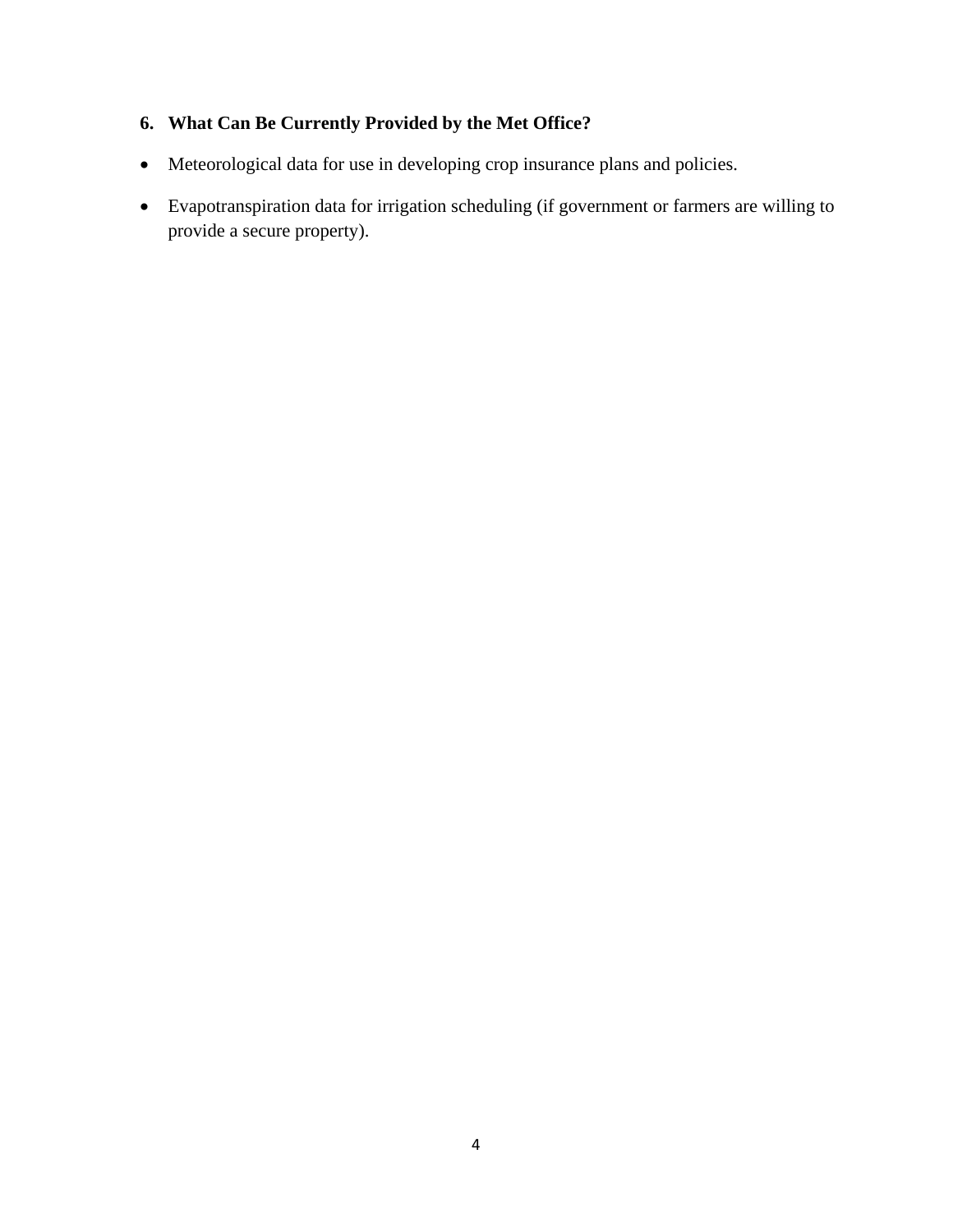## 6. What Can Be Currently Provided by the Met Office?

- Meteorological data for use in developing crop insurance plans and policies.
- Evapotranspiration data for irrigation scheduling (if government or farmers are willing to provide a secure property).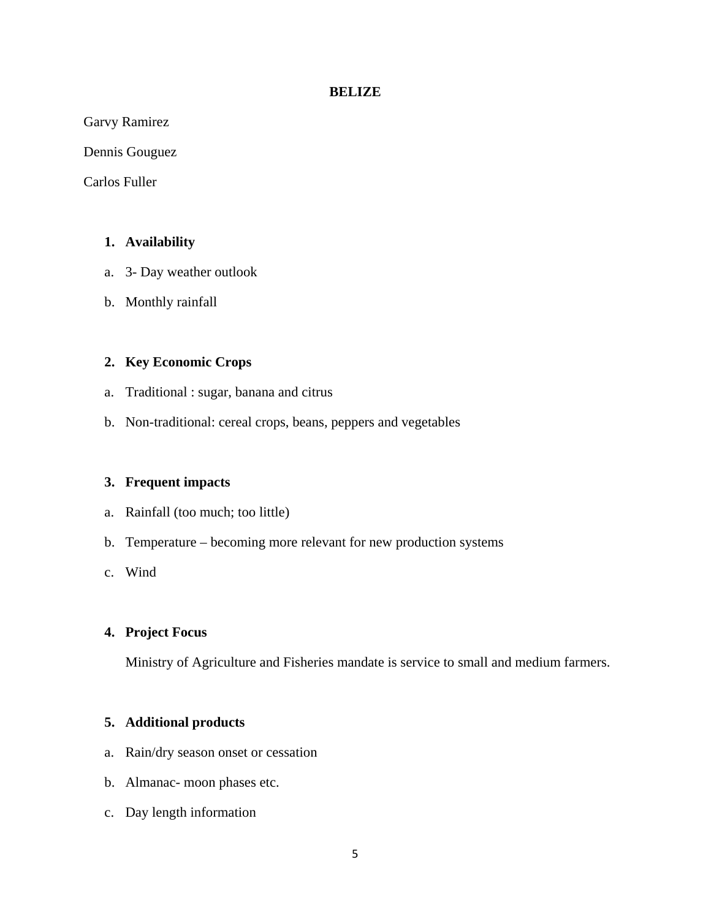## BELIZE

Garvy Ramirez

Dennis Gouguez

Carlos Fuller

### 1. Availability

a. 3- Day weather outlook

b. Monthly rainfall

### 2. Key Economic Crops

a. Traditional : sugar, banana and citrus

b. Non-traditional: cereal crops, beans, peppers and vegetables

### 3. Frequent impacts

a. Rainfall (too much; too little)

b. Temperature – becoming more relevant for new production systems

c. Wind

### 4. Project Focus

Ministry of Agriculture and Fisheries mandate is service to small and medium farmers.

### 5. Additional products

a. Rain/dry season onset or cessation

b. Almanac- moon phases etc.

c. Day length information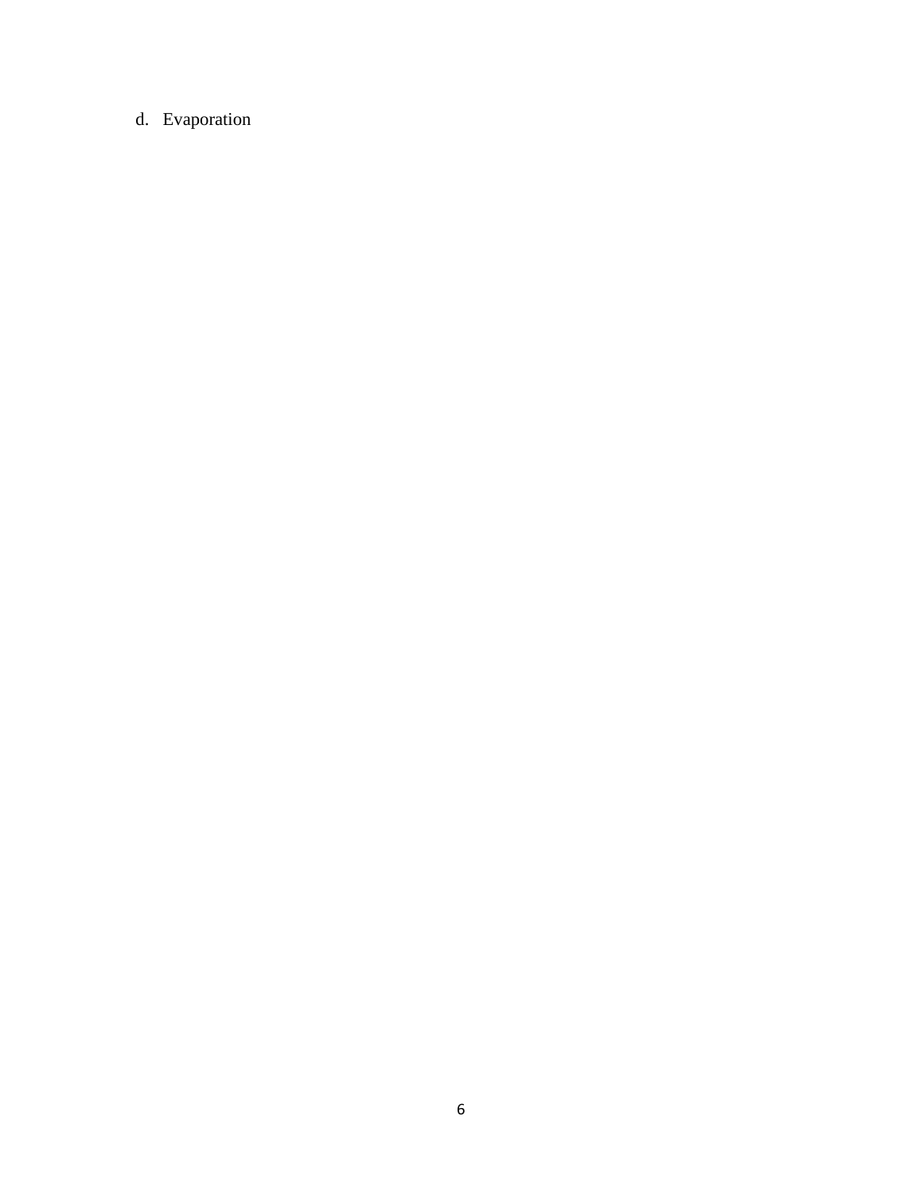d. Evaporation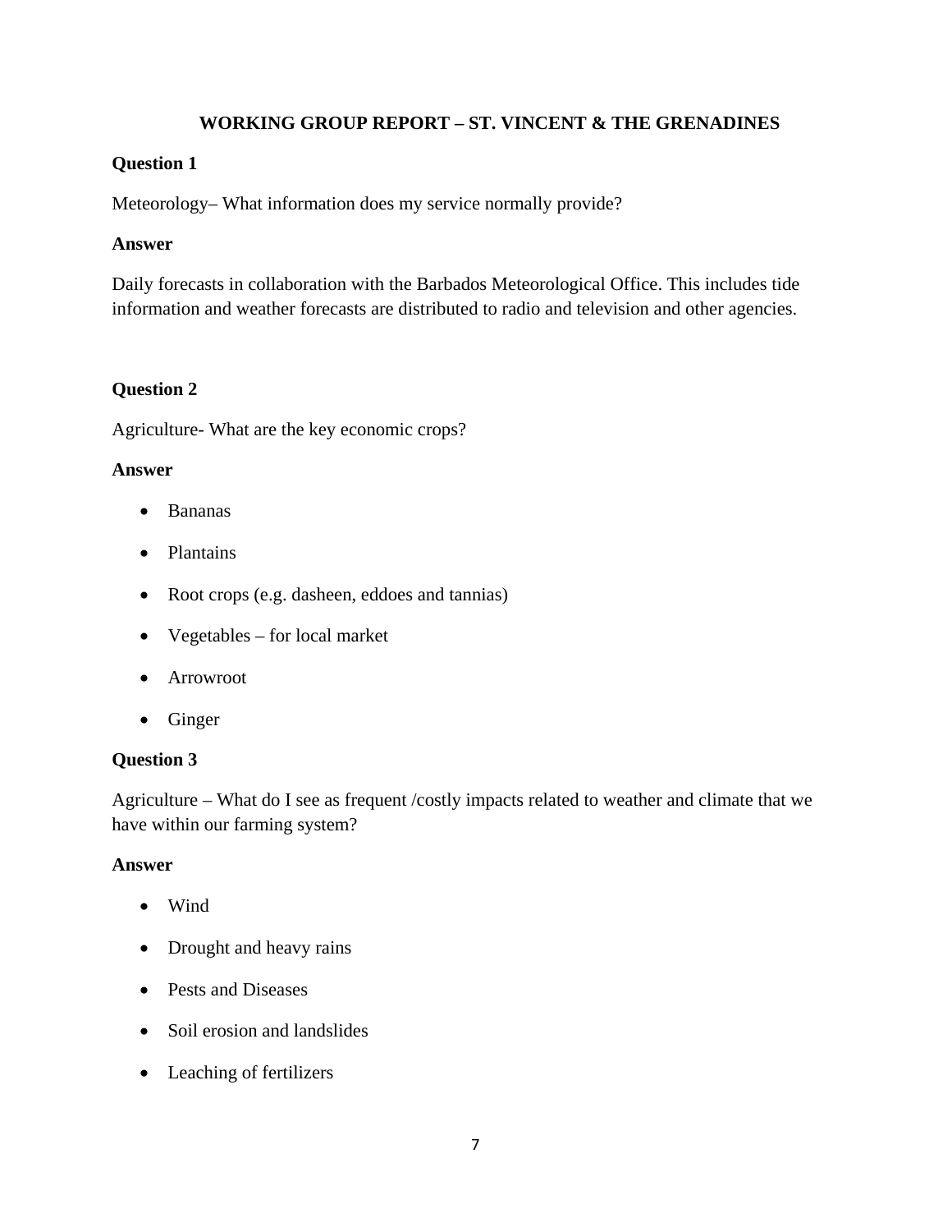## WORKING GROUP REPORT – ST. VINCENT & THE GRENADINES

**Question 1**

Meteorology– What information does my service normally provide?

**Answer**

Daily forecasts in collaboration with the Barbados Meteorological Office. This includes tide information and weather forecasts are distributed to radio and television and other agencies.

**Question 2**

Agriculture- What are the key economic crops?

**Answer**

- Bananas
- Plantains
- Root crops (e.g. dasheen, eddoes and tannias)
- Vegetables – for local market
- Arrowroot
- Ginger

**Question 3**

Agriculture – What do I see as frequent /costly impacts related to weather and climate that we have within our farming system?

**Answer**

- Wind
- Drought and heavy rains
- Pests and Diseases
- Soil erosion and landslides
- Leaching of fertilizers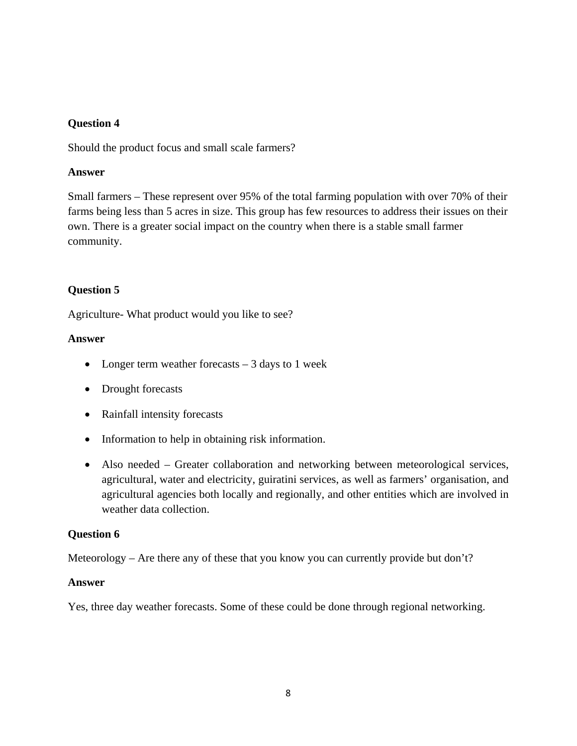**Question 4**

Should the product focus and small scale farmers?

**Answer**

Small farmers – These represent over 95% of the total farming population with over 70% of their farms being less than 5 acres in size. This group has few resources to address their issues on their own. There is a greater social impact on the country when there is a stable small farmer community.

**Question 5**

Agriculture- What product would you like to see?

**Answer**

- Longer term weather forecasts – 3 days to 1 week
- Drought forecasts
- Rainfall intensity forecasts
- Information to help in obtaining risk information.
- Also needed – Greater collaboration and networking between meteorological services, agricultural, water and electricity, guiratini services, as well as farmers' organisation, and agricultural agencies both locally and regionally, and other entities which are involved in weather data collection.

**Question 6**

Meteorology – Are there any of these that you know you can currently provide but don't?

**Answer**

Yes, three day weather forecasts. Some of these could be done through regional networking.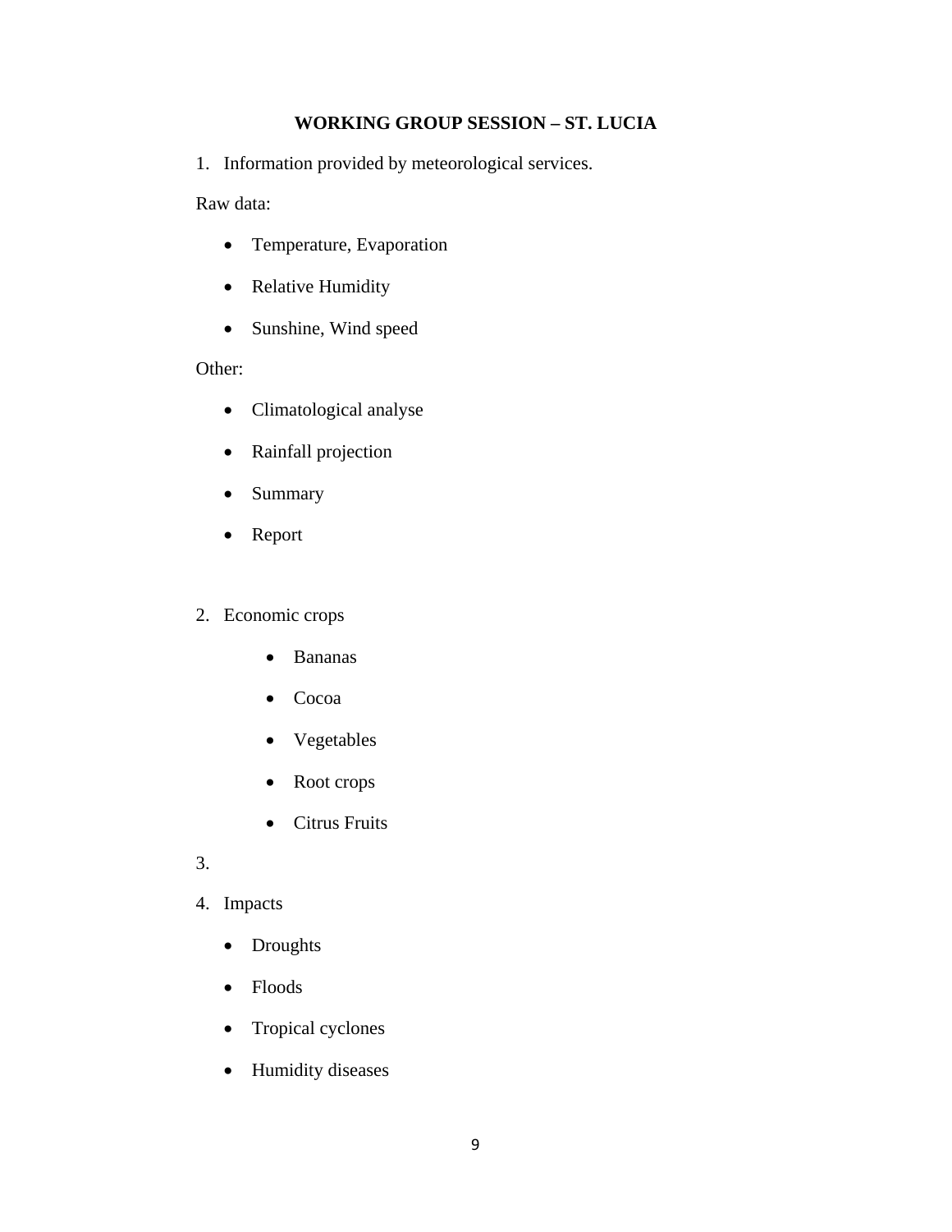## WORKING GROUP SESSION – ST. LUCIA

1. Information provided by meteorological services.

Raw data:

- Temperature, Evaporation
- Relative Humidity
- Sunshine, Wind speed

Other:

- Climatological analyse
- Rainfall projection
- Summary
- Report

2. Economic crops
   - Bananas
   - Cocoa
   - Vegetables
   - Root crops
   - Citrus Fruits

3.

4. Impacts
   - Droughts
   - Floods
   - Tropical cyclones
   - Humidity diseases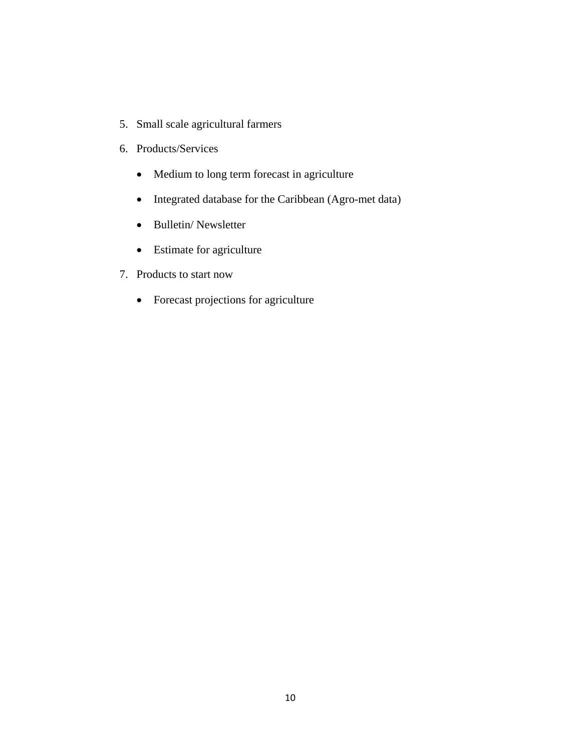5. Small scale agricultural farmers
6. Products/Services
   - Medium to long term forecast in agriculture
   - Integrated database for the Caribbean (Agro-met data)
   - Bulletin/ Newsletter
   - Estimate for agriculture
7. Products to start now
   - Forecast projections for agriculture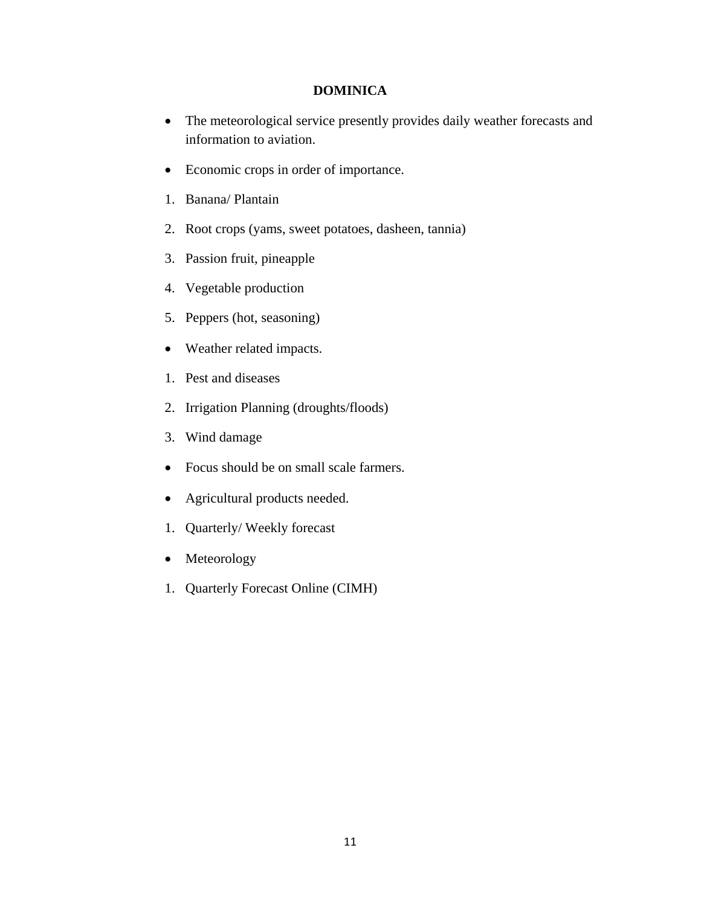## DOMINICA

- The meteorological service presently provides daily weather forecasts and information to aviation.
- Economic crops in order of importance.

1. Banana/ Plantain
2. Root crops (yams, sweet potatoes, dasheen, tannia)
3. Passion fruit, pineapple
4. Vegetable production
5. Peppers (hot, seasoning)

- Weather related impacts.

1. Pest and diseases
2. Irrigation Planning (droughts/floods)
3. Wind damage

- Focus should be on small scale farmers.
- Agricultural products needed.

1. Quarterly/ Weekly forecast

- Meteorology

1. Quarterly Forecast Online (CIMH)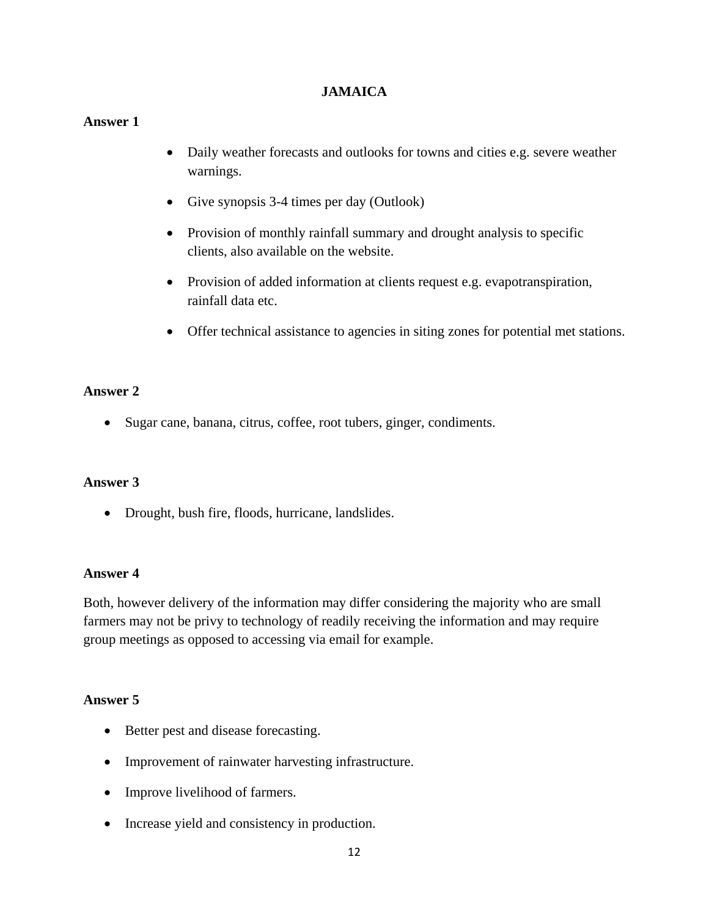## JAMAICA

**Answer 1**

- Daily weather forecasts and outlooks for towns and cities e.g. severe weather warnings.
- Give synopsis 3-4 times per day (Outlook)
- Provision of monthly rainfall summary and drought analysis to specific clients, also available on the website.
- Provision of added information at clients request e.g. evapotranspiration, rainfall data etc.
- Offer technical assistance to agencies in siting zones for potential met stations.

**Answer 2**

- Sugar cane, banana, citrus, coffee, root tubers, ginger, condiments.

**Answer 3**

- Drought, bush fire, floods, hurricane, landslides.

**Answer 4**

Both, however delivery of the information may differ considering the majority who are small farmers may not be privy to technology of readily receiving the information and may require group meetings as opposed to accessing via email for example.

**Answer 5**

- Better pest and disease forecasting.
- Improvement of rainwater harvesting infrastructure.
- Improve livelihood of farmers.
- Increase yield and consistency in production.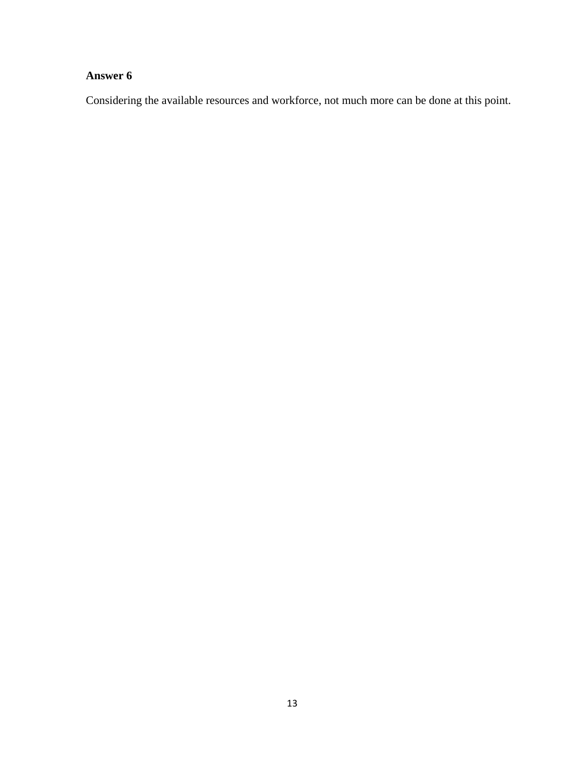**Answer 6**

Considering the available resources and workforce, not much more can be done at this point.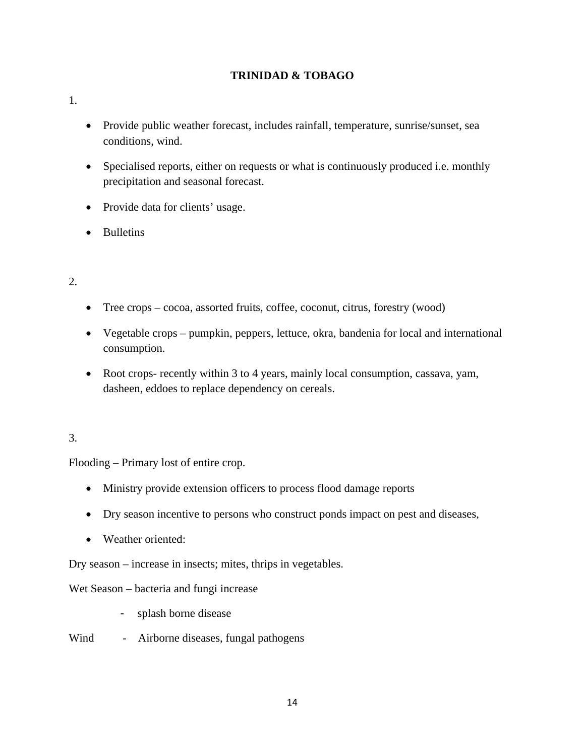**TRINIDAD & TOBAGO**

1.

- Provide public weather forecast, includes rainfall, temperature, sunrise/sunset, sea conditions, wind.
- Specialised reports, either on requests or what is continuously produced i.e. monthly precipitation and seasonal forecast.
- Provide data for clients' usage.
- Bulletins

2.

- Tree crops – cocoa, assorted fruits, coffee, coconut, citrus, forestry (wood)
- Vegetable crops – pumpkin, peppers, lettuce, okra, bandenia for local and international consumption.
- Root crops- recently within 3 to 4 years, mainly local consumption, cassava, yam, dasheen, eddoes to replace dependency on cereals.

3.

Flooding – Primary lost of entire crop.

- Ministry provide extension officers to process flood damage reports
- Dry season incentive to persons who construct ponds impact on pest and diseases,
- Weather oriented:

Dry season – increase in insects; mites, thrips in vegetables.

Wet Season – bacteria and fungi increase

- splash borne disease

Wind - Airborne diseases, fungal pathogens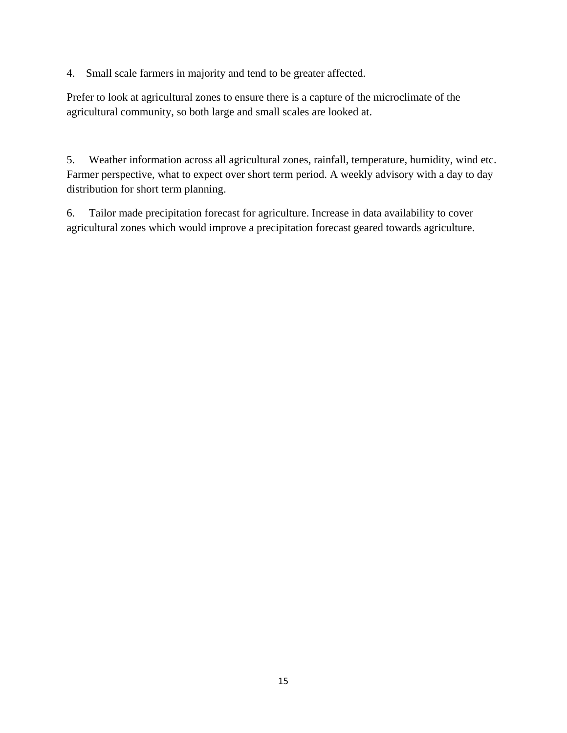4. Small scale farmers in majority and tend to be greater affected.

Prefer to look at agricultural zones to ensure there is a capture of the microclimate of the agricultural community, so both large and small scales are looked at.

5. Weather information across all agricultural zones, rainfall, temperature, humidity, wind etc. Farmer perspective, what to expect over short term period. A weekly advisory with a day to day distribution for short term planning.

6. Tailor made precipitation forecast for agriculture. Increase in data availability to cover agricultural zones which would improve a precipitation forecast geared towards agriculture.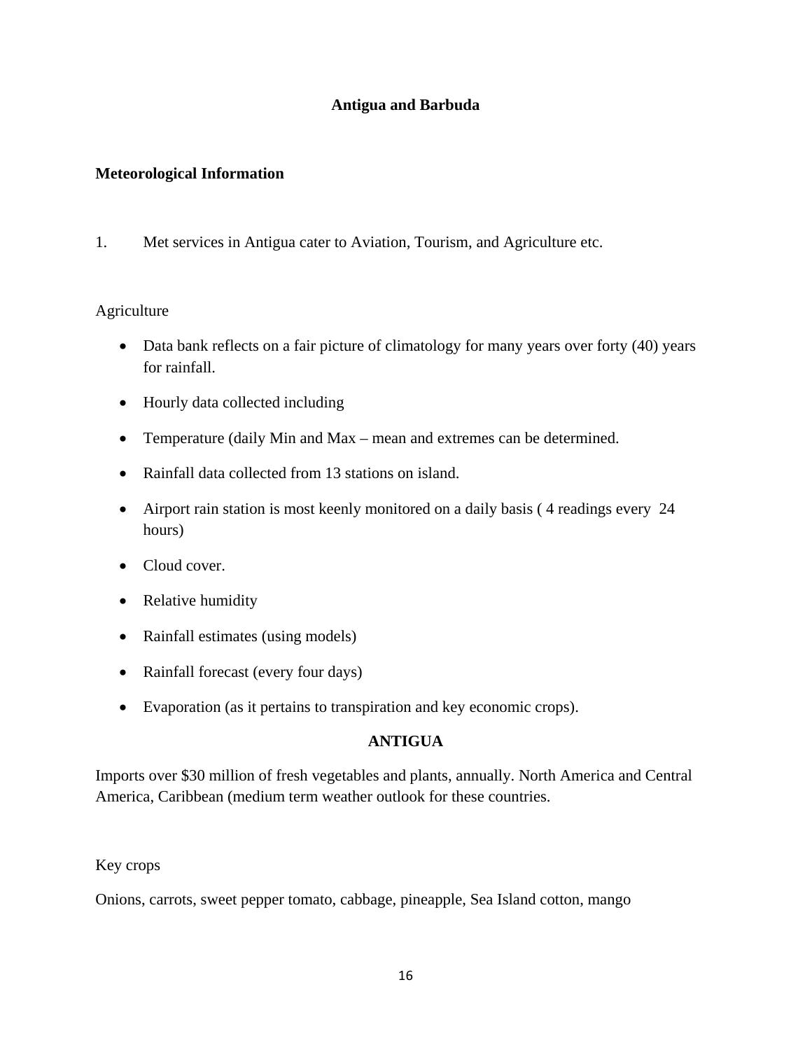## Antigua and Barbuda

### Meteorological Information

1. Met services in Antigua cater to Aviation, Tourism, and Agriculture etc.

Agriculture

- Data bank reflects on a fair picture of climatology for many years over forty (40) years for rainfall.
- Hourly data collected including
- Temperature (daily Min and Max – mean and extremes can be determined.
- Rainfall data collected from 13 stations on island.
- Airport rain station is most keenly monitored on a daily basis ( 4 readings every 24 hours)
- Cloud cover.
- Relative humidity
- Rainfall estimates (using models)
- Rainfall forecast (every four days)
- Evaporation (as it pertains to transpiration and key economic crops).

### ANTIGUA

Imports over $30 million of fresh vegetables and plants, annually. North America and Central America, Caribbean (medium term weather outlook for these countries.

Key crops

Onions, carrots, sweet pepper tomato, cabbage, pineapple, Sea Island cotton, mango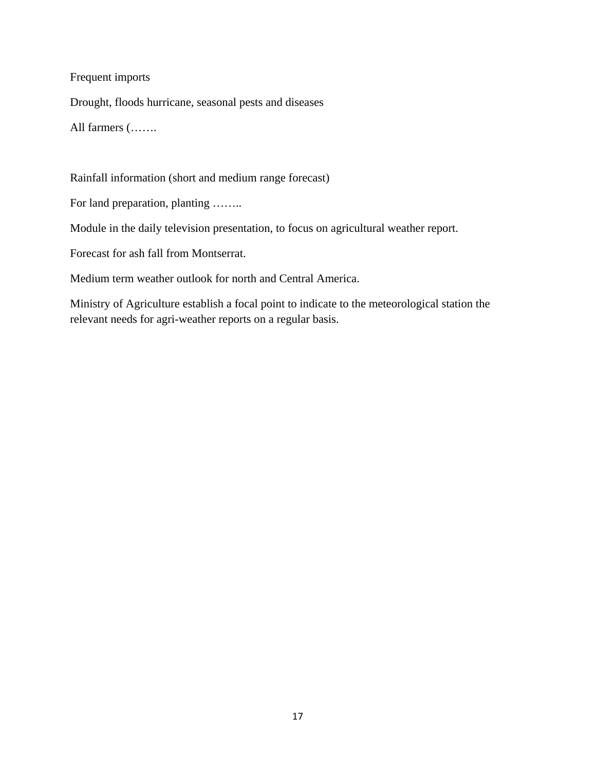Frequent imports

Drought, floods hurricane, seasonal pests and diseases

All farmers (…….

Rainfall information (short and medium range forecast)

For land preparation, planting ……..

Module in the daily television presentation, to focus on agricultural weather report.

Forecast for ash fall from Montserrat.

Medium term weather outlook for north and Central America.

Ministry of Agriculture establish a focal point to indicate to the meteorological station the relevant needs for agri-weather reports on a regular basis.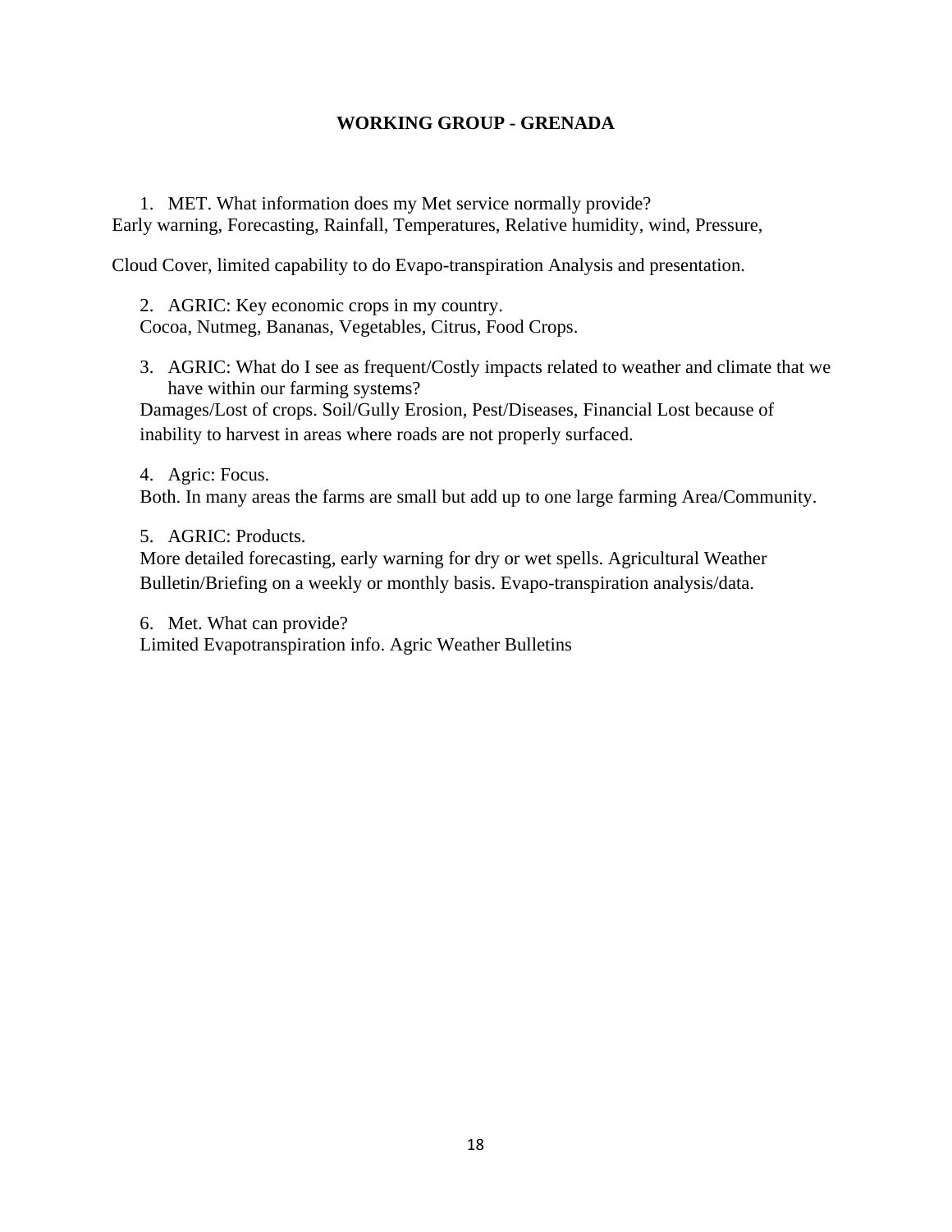**WORKING GROUP - GRENADA**

1. MET. What information does my Met service normally provide?

Early warning, Forecasting, Rainfall, Temperatures, Relative humidity, wind, Pressure,

Cloud Cover, limited capability to do Evapo-transpiration Analysis and presentation.

2. AGRIC: Key economic crops in my country.

   Cocoa, Nutmeg, Bananas, Vegetables, Citrus, Food Crops.

3. AGRIC: What do I see as frequent/Costly impacts related to weather and climate that we have within our farming systems?

   Damages/Lost of crops. Soil/Gully Erosion, Pest/Diseases, Financial Lost because of inability to harvest in areas where roads are not properly surfaced.

4. Agric: Focus.

   Both. In many areas the farms are small but add up to one large farming Area/Community.

5. AGRIC: Products.

   More detailed forecasting, early warning for dry or wet spells. Agricultural Weather Bulletin/Briefing on a weekly or monthly basis. Evapo-transpiration analysis/data.

6. Met. What can provide?

   Limited Evapotranspiration info. Agric Weather Bulletins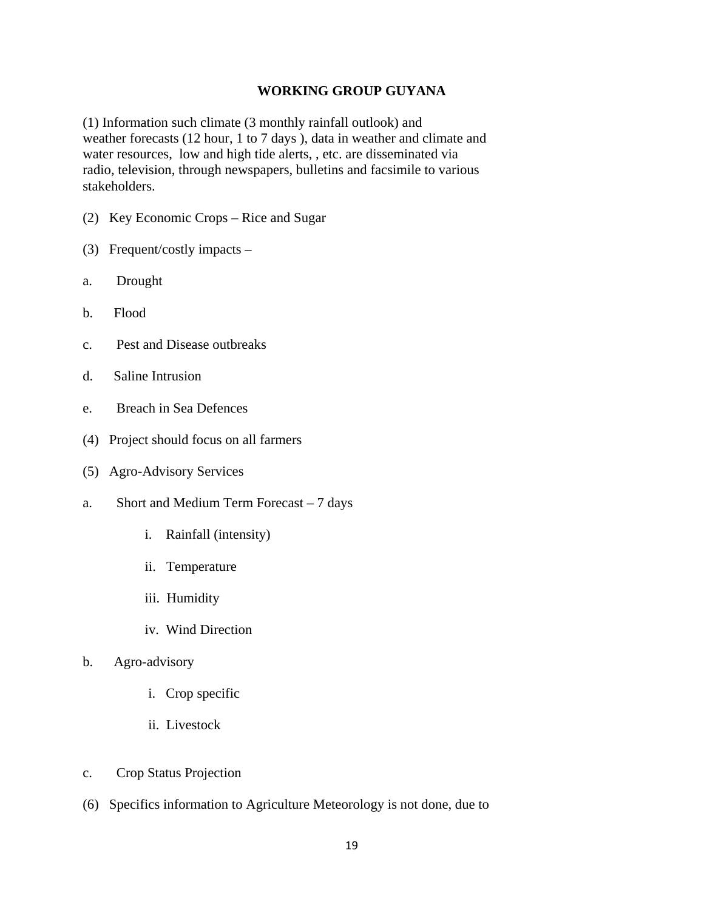## WORKING GROUP GUYANA

(1) Information such climate (3 monthly rainfall outlook) and weather forecasts (12 hour, 1 to 7 days ), data in weather and climate and water resources, low and high tide alerts, , etc. are disseminated via radio, television, through newspapers, bulletins and facsimile to various stakeholders.

(2) Key Economic Crops – Rice and Sugar

(3) Frequent/costly impacts –

a. Drought

b. Flood

c. Pest and Disease outbreaks

d. Saline Intrusion

e. Breach in Sea Defences

(4) Project should focus on all farmers

(5) Agro-Advisory Services

a. Short and Medium Term Forecast – 7 days

    i. Rainfall (intensity)

    ii. Temperature

    iii. Humidity

    iv. Wind Direction

b. Agro-advisory

    i. Crop specific

    ii. Livestock

c. Crop Status Projection

(6) Specifics information to Agriculture Meteorology is not done, due to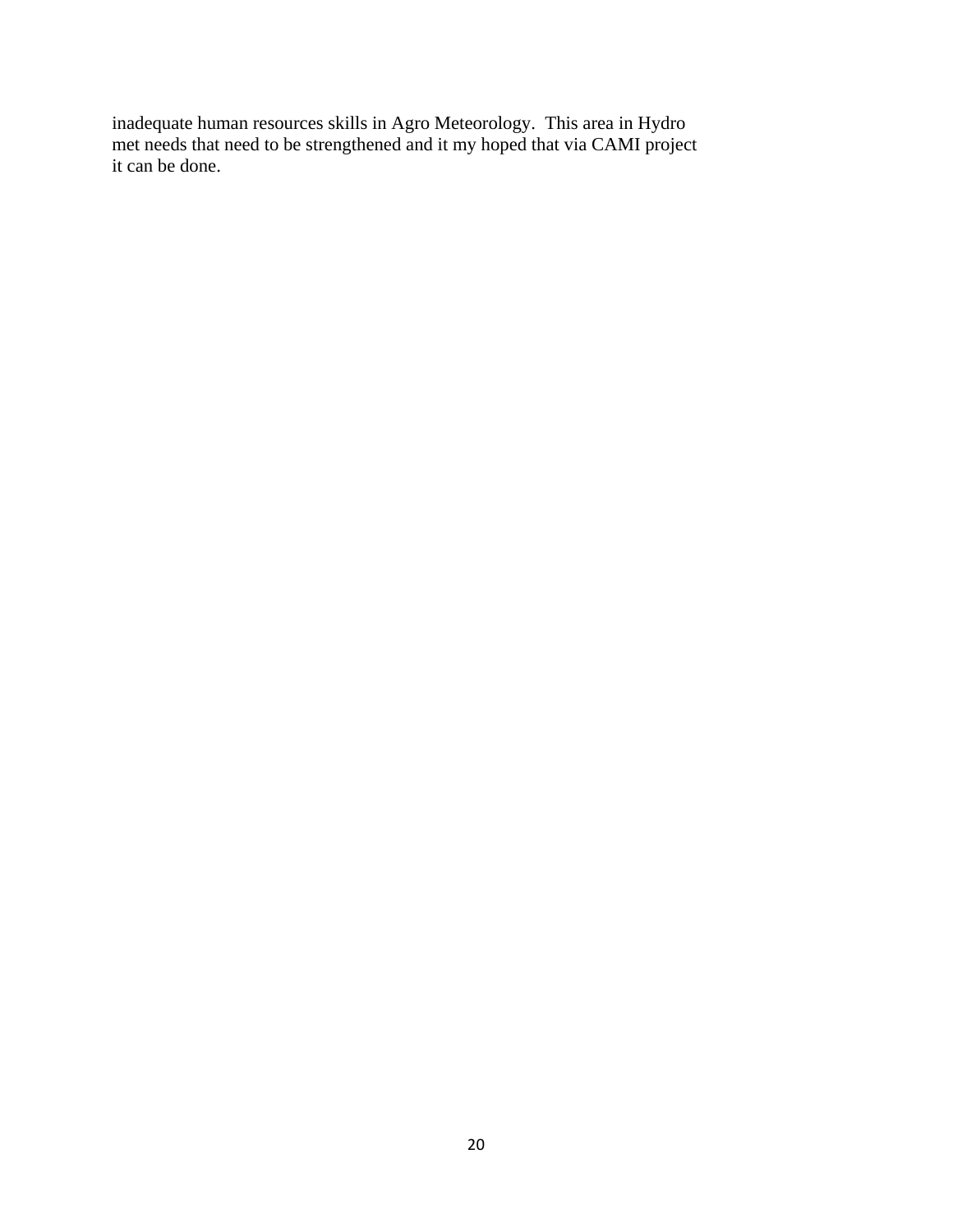inadequate human resources skills in Agro Meteorology.  This area in Hydro met needs that need to be strengthened and it my hoped that via CAMI project it can be done.